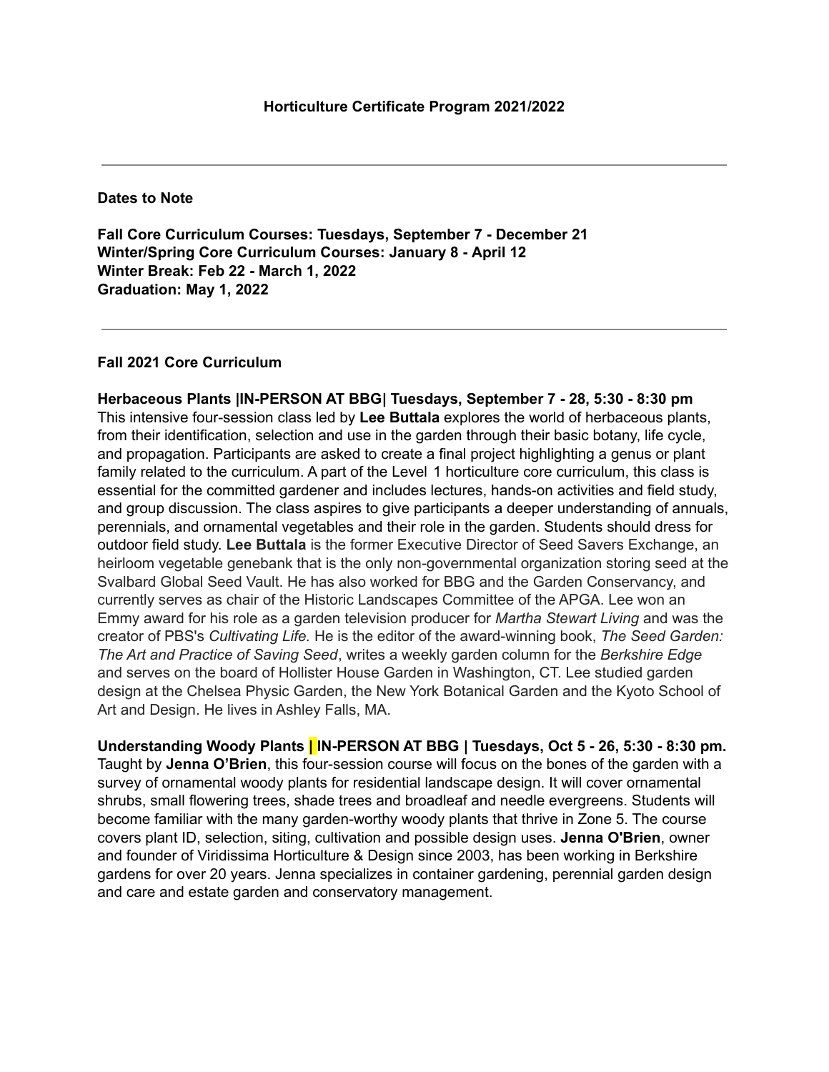**Horticulture Certificate Program 2021/2022**

---

**Dates to Note**

**Fall Core Curriculum Courses: Tuesdays, September 7 - December 21**
**Winter/Spring Core Curriculum Courses: January 8 - April 12**
**Winter Break: Feb 22 - March 1, 2022**
**Graduation: May 1, 2022**

---

**Fall 2021 Core Curriculum**

**Herbaceous Plants |IN-PERSON AT BBG| Tuesdays, September 7 - 28, 5:30 - 8:30 pm**
This intensive four-session class led by **Lee Buttala** explores the world of herbaceous plants, from their identification, selection and use in the garden through their basic botany, life cycle, and propagation. Participants are asked to create a final project highlighting a genus or plant family related to the curriculum. A part of the Level 1 horticulture core curriculum, this class is essential for the committed gardener and includes lectures, hands-on activities and field study, and group discussion. The class aspires to give participants a deeper understanding of annuals, perennials, and ornamental vegetables and their role in the garden. Students should dress for outdoor field study. **Lee Buttala** is the former Executive Director of Seed Savers Exchange, an heirloom vegetable genebank that is the only non-governmental organization storing seed at the Svalbard Global Seed Vault. He has also worked for BBG and the Garden Conservancy, and currently serves as chair of the Historic Landscapes Committee of the APGA. Lee won an Emmy award for his role as a garden television producer for *Martha Stewart Living* and was the creator of PBS's *Cultivating Life.* He is the editor of the award-winning book, *The Seed Garden: The Art and Practice of Saving Seed*, writes a weekly garden column for the *Berkshire Edge* and serves on the board of Hollister House Garden in Washington, CT. Lee studied garden design at the Chelsea Physic Garden, the New York Botanical Garden and the Kyoto School of Art and Design. He lives in Ashley Falls, MA.

**Understanding Woody Plants | IN-PERSON AT BBG | Tuesdays, Oct 5 - 26, 5:30 - 8:30 pm.**
Taught by **Jenna O'Brien**, this four-session course will focus on the bones of the garden with a survey of ornamental woody plants for residential landscape design. It will cover ornamental shrubs, small flowering trees, shade trees and broadleaf and needle evergreens. Students will become familiar with the many garden-worthy woody plants that thrive in Zone 5. The course covers plant ID, selection, siting, cultivation and possible design uses. **Jenna O'Brien**, owner and founder of Viridissima Horticulture & Design since 2003, has been working in Berkshire gardens for over 20 years. Jenna specializes in container gardening, perennial garden design and care and estate garden and conservatory management.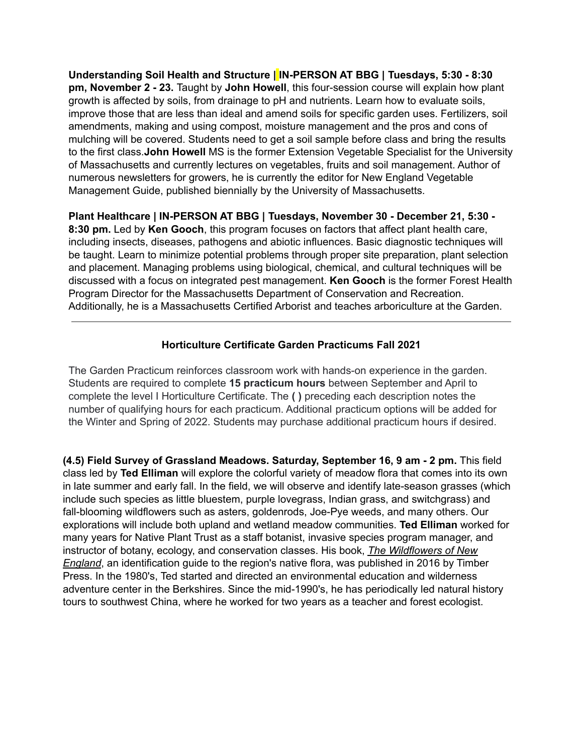**Understanding Soil Health and Structure | IN-PERSON AT BBG | Tuesdays, 5:30 - 8:30 pm, November 2 - 23.** Taught by **John Howell**, this four-session course will explain how plant growth is affected by soils, from drainage to pH and nutrients. Learn how to evaluate soils, improve those that are less than ideal and amend soils for specific garden uses. Fertilizers, soil amendments, making and using compost, moisture management and the pros and cons of mulching will be covered. Students need to get a soil sample before class and bring the results to the first class.**John Howell** MS is the former Extension Vegetable Specialist for the University of Massachusetts and currently lectures on vegetables, fruits and soil management. Author of numerous newsletters for growers, he is currently the editor for New England Vegetable Management Guide, published biennially by the University of Massachusetts.

**Plant Healthcare | IN-PERSON AT BBG | Tuesdays, November 30 - December 21, 5:30 - 8:30 pm.** Led by **Ken Gooch**, this program focuses on factors that affect plant health care, including insects, diseases, pathogens and abiotic influences. Basic diagnostic techniques will be taught. Learn to minimize potential problems through proper site preparation, plant selection and placement. Managing problems using biological, chemical, and cultural techniques will be discussed with a focus on integrated pest management. **Ken Gooch** is the former Forest Health Program Director for the Massachusetts Department of Conservation and Recreation. Additionally, he is a Massachusetts Certified Arborist and teaches arboriculture at the Garden.

---

## Horticulture Certificate Garden Practicums Fall 2021

The Garden Practicum reinforces classroom work with hands-on experience in the garden. Students are required to complete **15 practicum hours** between September and April to complete the level I Horticulture Certificate. The **( )** preceding each description notes the number of qualifying hours for each practicum. Additional practicum options will be added for the Winter and Spring of 2022. Students may purchase additional practicum hours if desired.

**(4.5) Field Survey of Grassland Meadows. Saturday, September 16, 9 am - 2 pm.** This field class led by **Ted Elliman** will explore the colorful variety of meadow flora that comes into its own in late summer and early fall. In the field, we will observe and identify late-season grasses (which include such species as little bluestem, purple lovegrass, Indian grass, and switchgrass) and fall-blooming wildflowers such as asters, goldenrods, Joe-Pye weeds, and many others. Our explorations will include both upland and wetland meadow communities. **Ted Elliman** worked for many years for Native Plant Trust as a staff botanist, invasive species program manager, and instructor of botany, ecology, and conservation classes. His book, *The Wildflowers of New England*, an identification guide to the region's native flora, was published in 2016 by Timber Press. In the 1980's, Ted started and directed an environmental education and wilderness adventure center in the Berkshires. Since the mid-1990's, he has periodically led natural history tours to southwest China, where he worked for two years as a teacher and forest ecologist.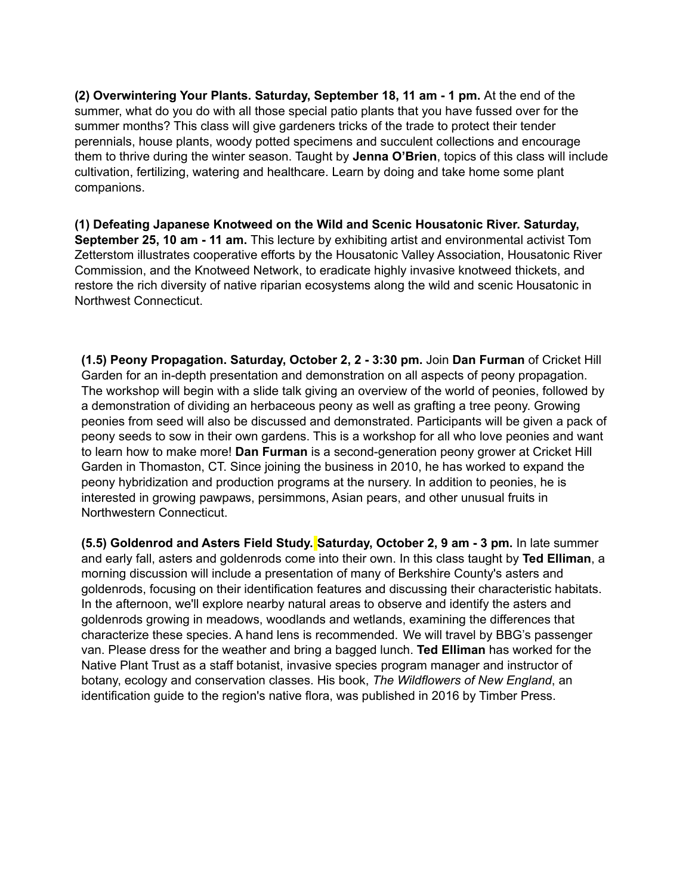**(2) Overwintering Your Plants. Saturday, September 18, 11 am - 1 pm.** At the end of the summer, what do you do with all those special patio plants that you have fussed over for the summer months? This class will give gardeners tricks of the trade to protect their tender perennials, house plants, woody potted specimens and succulent collections and encourage them to thrive during the winter season. Taught by **Jenna O'Brien**, topics of this class will include cultivation, fertilizing, watering and healthcare. Learn by doing and take home some plant companions.

**(1) Defeating Japanese Knotweed on the Wild and Scenic Housatonic River. Saturday, September 25, 10 am - 11 am.** This lecture by exhibiting artist and environmental activist Tom Zetterstom illustrates cooperative efforts by the Housatonic Valley Association, Housatonic River Commission, and the Knotweed Network, to eradicate highly invasive knotweed thickets, and restore the rich diversity of native riparian ecosystems along the wild and scenic Housatonic in Northwest Connecticut.

**(1.5) Peony Propagation. Saturday, October 2, 2 - 3:30 pm.** Join **Dan Furman** of Cricket Hill Garden for an in-depth presentation and demonstration on all aspects of peony propagation. The workshop will begin with a slide talk giving an overview of the world of peonies, followed by a demonstration of dividing an herbaceous peony as well as grafting a tree peony. Growing peonies from seed will also be discussed and demonstrated. Participants will be given a pack of peony seeds to sow in their own gardens. This is a workshop for all who love peonies and want to learn how to make more! **Dan Furman** is a second-generation peony grower at Cricket Hill Garden in Thomaston, CT. Since joining the business in 2010, he has worked to expand the peony hybridization and production programs at the nursery. In addition to peonies, he is interested in growing pawpaws, persimmons, Asian pears, and other unusual fruits in Northwestern Connecticut.

**(5.5) Goldenrod and Asters Field Study. Saturday, October 2, 9 am - 3 pm.** In late summer and early fall, asters and goldenrods come into their own. In this class taught by **Ted Elliman**, a morning discussion will include a presentation of many of Berkshire County's asters and goldenrods, focusing on their identification features and discussing their characteristic habitats. In the afternoon, we'll explore nearby natural areas to observe and identify the asters and goldenrods growing in meadows, woodlands and wetlands, examining the differences that characterize these species. A hand lens is recommended. We will travel by BBG's passenger van. Please dress for the weather and bring a bagged lunch. **Ted Elliman** has worked for the Native Plant Trust as a staff botanist, invasive species program manager and instructor of botany, ecology and conservation classes. His book, *The Wildflowers of New England*, an identification guide to the region's native flora, was published in 2016 by Timber Press.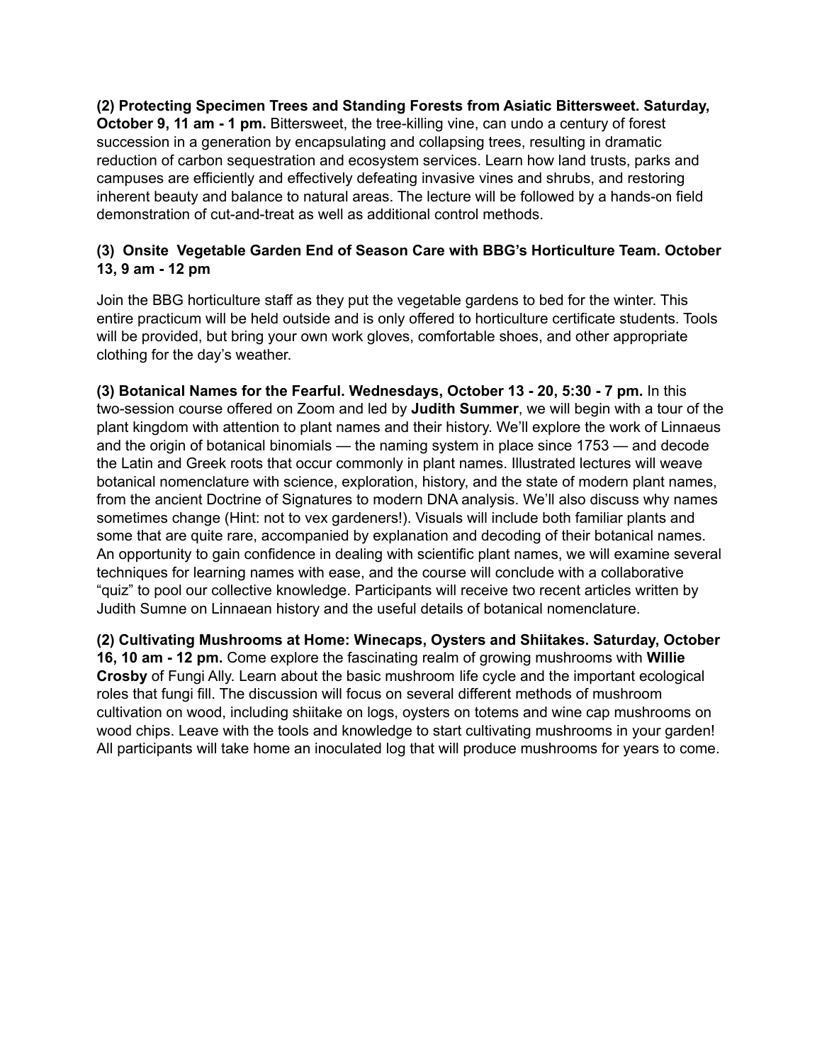**(2) Protecting Specimen Trees and Standing Forests from Asiatic Bittersweet. Saturday, October 9, 11 am - 1 pm.** Bittersweet, the tree-killing vine, can undo a century of forest succession in a generation by encapsulating and collapsing trees, resulting in dramatic reduction of carbon sequestration and ecosystem services. Learn how land trusts, parks and campuses are efficiently and effectively defeating invasive vines and shrubs, and restoring inherent beauty and balance to natural areas. The lecture will be followed by a hands-on field demonstration of cut-and-treat as well as additional control methods.

**(3) Onsite Vegetable Garden End of Season Care with BBG's Horticulture Team. October 13, 9 am - 12 pm**

Join the BBG horticulture staff as they put the vegetable gardens to bed for the winter. This entire practicum will be held outside and is only offered to horticulture certificate students. Tools will be provided, but bring your own work gloves, comfortable shoes, and other appropriate clothing for the day's weather.

**(3) Botanical Names for the Fearful. Wednesdays, October 13 - 20, 5:30 - 7 pm.** In this two-session course offered on Zoom and led by **Judith Summer**, we will begin with a tour of the plant kingdom with attention to plant names and their history. We'll explore the work of Linnaeus and the origin of botanical binomials — the naming system in place since 1753 — and decode the Latin and Greek roots that occur commonly in plant names. Illustrated lectures will weave botanical nomenclature with science, exploration, history, and the state of modern plant names, from the ancient Doctrine of Signatures to modern DNA analysis. We'll also discuss why names sometimes change (Hint: not to vex gardeners!). Visuals will include both familiar plants and some that are quite rare, accompanied by explanation and decoding of their botanical names. An opportunity to gain confidence in dealing with scientific plant names, we will examine several techniques for learning names with ease, and the course will conclude with a collaborative "quiz" to pool our collective knowledge. Participants will receive two recent articles written by Judith Sumne on Linnaean history and the useful details of botanical nomenclature.

**(2) Cultivating Mushrooms at Home: Winecaps, Oysters and Shiitakes. Saturday, October 16, 10 am - 12 pm.** Come explore the fascinating realm of growing mushrooms with **Willie Crosby** of Fungi Ally. Learn about the basic mushroom life cycle and the important ecological roles that fungi fill. The discussion will focus on several different methods of mushroom cultivation on wood, including shiitake on logs, oysters on totems and wine cap mushrooms on wood chips. Leave with the tools and knowledge to start cultivating mushrooms in your garden! All participants will take home an inoculated log that will produce mushrooms for years to come.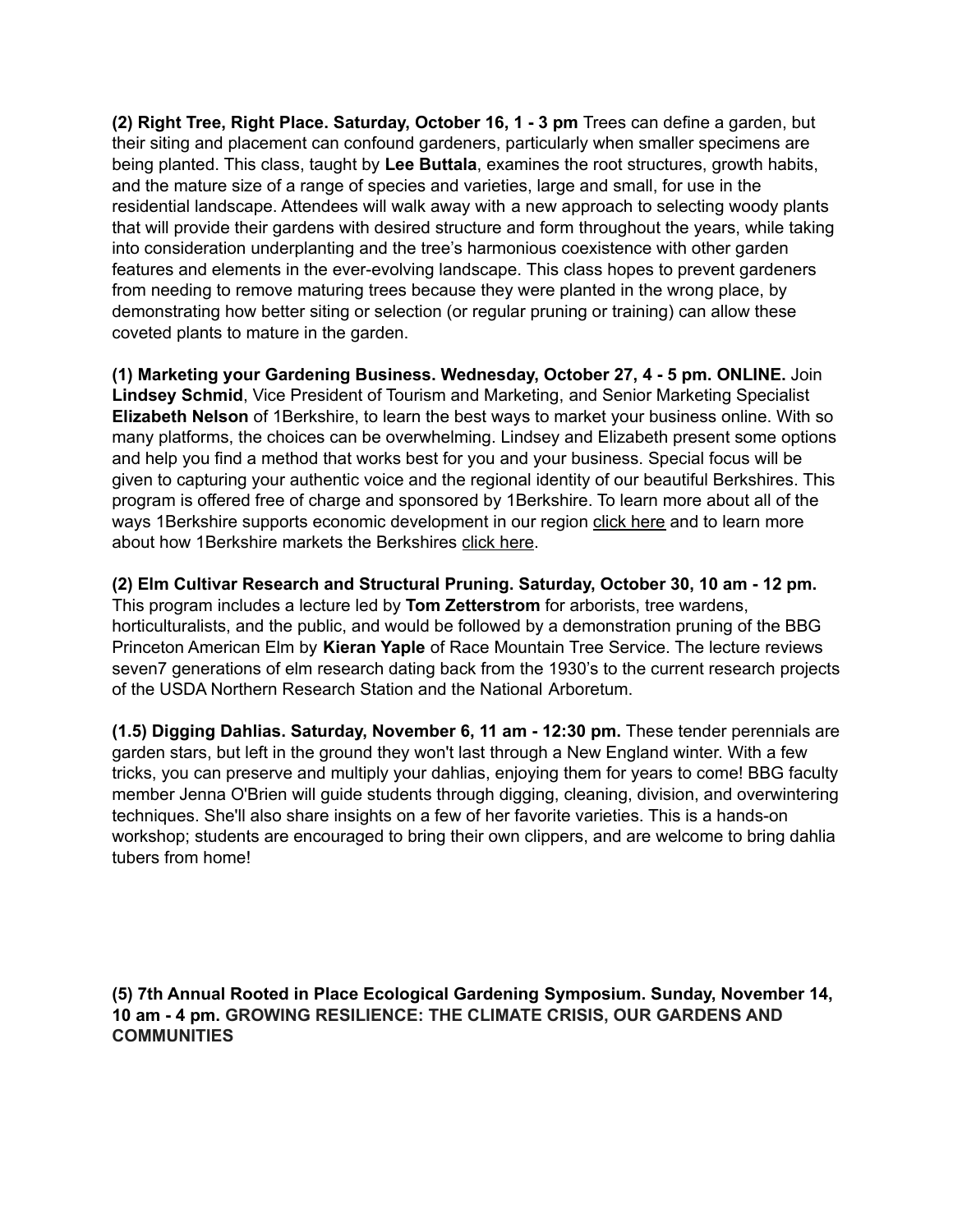**(2) Right Tree, Right Place. Saturday, October 16, 1 - 3 pm** Trees can define a garden, but their siting and placement can confound gardeners, particularly when smaller specimens are being planted. This class, taught by **Lee Buttala**, examines the root structures, growth habits, and the mature size of a range of species and varieties, large and small, for use in the residential landscape. Attendees will walk away with a new approach to selecting woody plants that will provide their gardens with desired structure and form throughout the years, while taking into consideration underplanting and the tree's harmonious coexistence with other garden features and elements in the ever-evolving landscape. This class hopes to prevent gardeners from needing to remove maturing trees because they were planted in the wrong place, by demonstrating how better siting or selection (or regular pruning or training) can allow these coveted plants to mature in the garden.

**(1) Marketing your Gardening Business. Wednesday, October 27, 4 - 5 pm. ONLINE.** Join **Lindsey Schmid**, Vice President of Tourism and Marketing, and Senior Marketing Specialist **Elizabeth Nelson** of 1Berkshire, to learn the best ways to market your business online. With so many platforms, the choices can be overwhelming. Lindsey and Elizabeth present some options and help you find a method that works best for you and your business. Special focus will be given to capturing your authentic voice and the regional identity of our beautiful Berkshires. This program is offered free of charge and sponsored by 1Berkshire. To learn more about all of the ways 1Berkshire supports economic development in our region click here and to learn more about how 1Berkshire markets the Berkshires click here.

**(2) Elm Cultivar Research and Structural Pruning. Saturday, October 30, 10 am - 12 pm.** This program includes a lecture led by **Tom Zetterstrom** for arborists, tree wardens, horticulturalists, and the public, and would be followed by a demonstration pruning of the BBG Princeton American Elm by **Kieran Yaple** of Race Mountain Tree Service. The lecture reviews seven7 generations of elm research dating back from the 1930's to the current research projects of the USDA Northern Research Station and the National Arboretum.

**(1.5) Digging Dahlias. Saturday, November 6, 11 am - 12:30 pm.** These tender perennials are garden stars, but left in the ground they won't last through a New England winter. With a few tricks, you can preserve and multiply your dahlias, enjoying them for years to come! BBG faculty member Jenna O'Brien will guide students through digging, cleaning, division, and overwintering techniques. She'll also share insights on a few of her favorite varieties. This is a hands-on workshop; students are encouraged to bring their own clippers, and are welcome to bring dahlia tubers from home!

**(5) 7th Annual Rooted in Place Ecological Gardening Symposium. Sunday, November 14, 10 am - 4 pm. GROWING RESILIENCE: THE CLIMATE CRISIS, OUR GARDENS AND COMMUNITIES**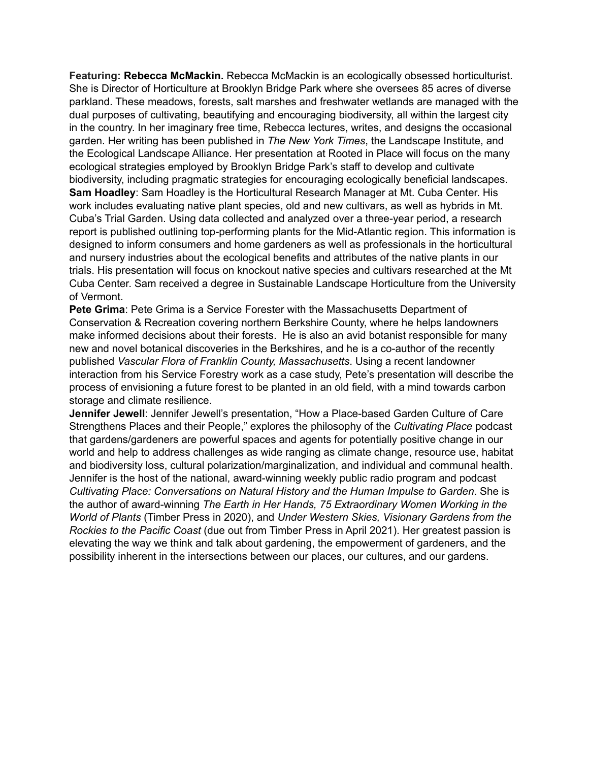**Featuring: Rebecca McMackin.** Rebecca McMackin is an ecologically obsessed horticulturist. She is Director of Horticulture at Brooklyn Bridge Park where she oversees 85 acres of diverse parkland. These meadows, forests, salt marshes and freshwater wetlands are managed with the dual purposes of cultivating, beautifying and encouraging biodiversity, all within the largest city in the country. In her imaginary free time, Rebecca lectures, writes, and designs the occasional garden. Her writing has been published in *The New York Times*, the Landscape Institute, and the Ecological Landscape Alliance. Her presentation at Rooted in Place will focus on the many ecological strategies employed by Brooklyn Bridge Park's staff to develop and cultivate biodiversity, including pragmatic strategies for encouraging ecologically beneficial landscapes.

**Sam Hoadley**: Sam Hoadley is the Horticultural Research Manager at Mt. Cuba Center. His work includes evaluating native plant species, old and new cultivars, as well as hybrids in Mt. Cuba's Trial Garden. Using data collected and analyzed over a three-year period, a research report is published outlining top-performing plants for the Mid-Atlantic region. This information is designed to inform consumers and home gardeners as well as professionals in the horticultural and nursery industries about the ecological benefits and attributes of the native plants in our trials. His presentation will focus on knockout native species and cultivars researched at the Mt Cuba Center. Sam received a degree in Sustainable Landscape Horticulture from the University of Vermont.

**Pete Grima**: Pete Grima is a Service Forester with the Massachusetts Department of Conservation & Recreation covering northern Berkshire County, where he helps landowners make informed decisions about their forests. He is also an avid botanist responsible for many new and novel botanical discoveries in the Berkshires, and he is a co-author of the recently published *Vascular Flora of Franklin County, Massachusetts*. Using a recent landowner interaction from his Service Forestry work as a case study, Pete's presentation will describe the process of envisioning a future forest to be planted in an old field, with a mind towards carbon storage and climate resilience.

**Jennifer Jewell**: Jennifer Jewell's presentation, "How a Place-based Garden Culture of Care Strengthens Places and their People," explores the philosophy of the *Cultivating Place* podcast that gardens/gardeners are powerful spaces and agents for potentially positive change in our world and help to address challenges as wide ranging as climate change, resource use, habitat and biodiversity loss, cultural polarization/marginalization, and individual and communal health. Jennifer is the host of the national, award-winning weekly public radio program and podcast *Cultivating Place: Conversations on Natural History and the Human Impulse to Garden*. She is the author of award-winning *The Earth in Her Hands, 75 Extraordinary Women Working in the World of Plants* (Timber Press in 2020), and *Under Western Skies, Visionary Gardens from the Rockies to the Pacific Coast* (due out from Timber Press in April 2021). Her greatest passion is elevating the way we think and talk about gardening, the empowerment of gardeners, and the possibility inherent in the intersections between our places, our cultures, and our gardens.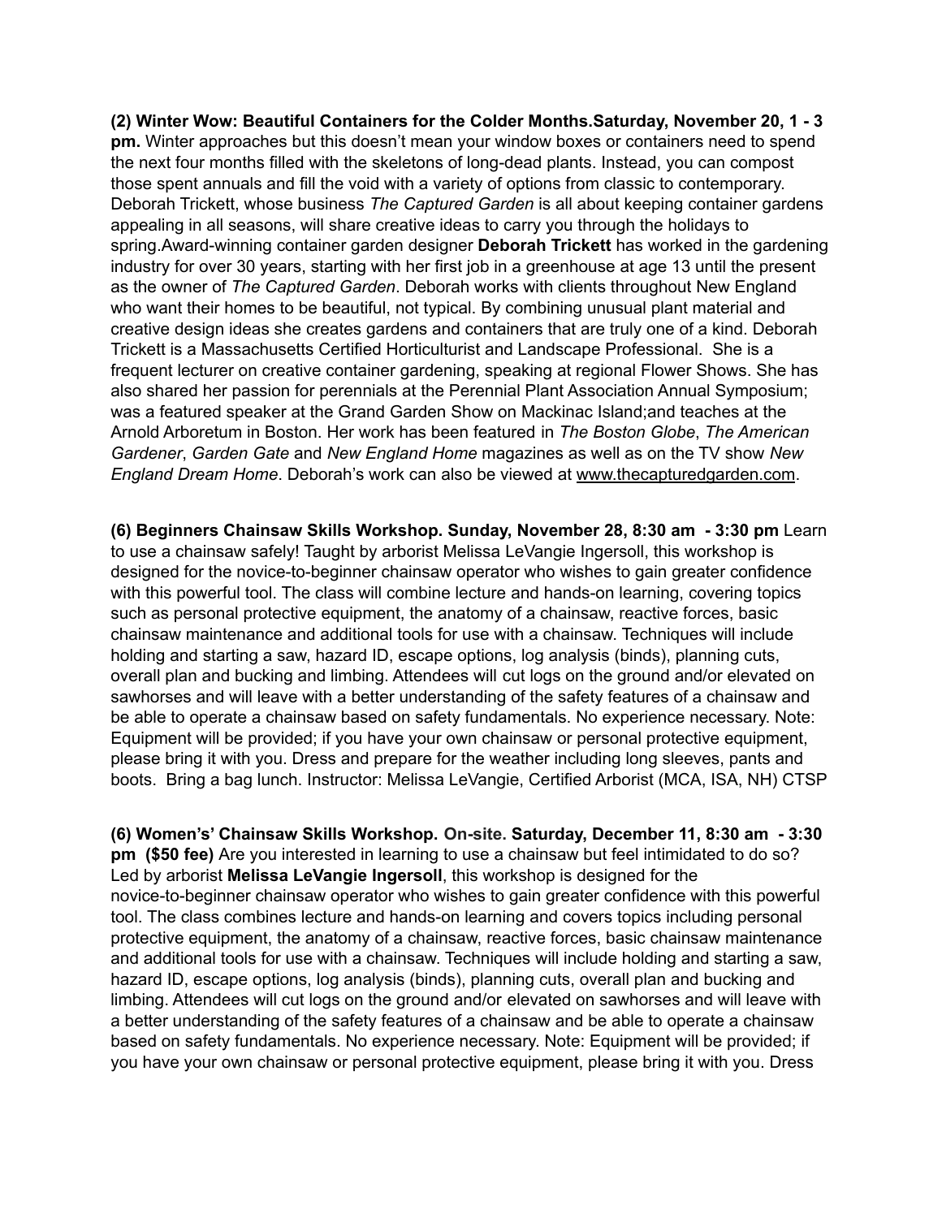**(2) Winter Wow: Beautiful Containers for the Colder Months.Saturday, November 20, 1 - 3 pm.** Winter approaches but this doesn't mean your window boxes or containers need to spend the next four months filled with the skeletons of long-dead plants. Instead, you can compost those spent annuals and fill the void with a variety of options from classic to contemporary. Deborah Trickett, whose business *The Captured Garden* is all about keeping container gardens appealing in all seasons, will share creative ideas to carry you through the holidays to spring.Award-winning container garden designer **Deborah Trickett** has worked in the gardening industry for over 30 years, starting with her first job in a greenhouse at age 13 until the present as the owner of *The Captured Garden*. Deborah works with clients throughout New England who want their homes to be beautiful, not typical. By combining unusual plant material and creative design ideas she creates gardens and containers that are truly one of a kind. Deborah Trickett is a Massachusetts Certified Horticulturist and Landscape Professional. She is a frequent lecturer on creative container gardening, speaking at regional Flower Shows. She has also shared her passion for perennials at the Perennial Plant Association Annual Symposium; was a featured speaker at the Grand Garden Show on Mackinac Island;and teaches at the Arnold Arboretum in Boston. Her work has been featured in *The Boston Globe*, *The American Gardener*, *Garden Gate* and *New England Home* magazines as well as on the TV show *New England Dream Home*. Deborah's work can also be viewed at www.thecapturedgarden.com.

**(6) Beginners Chainsaw Skills Workshop. Sunday, November 28, 8:30 am - 3:30 pm** Learn to use a chainsaw safely! Taught by arborist Melissa LeVangie Ingersoll, this workshop is designed for the novice-to-beginner chainsaw operator who wishes to gain greater confidence with this powerful tool. The class will combine lecture and hands-on learning, covering topics such as personal protective equipment, the anatomy of a chainsaw, reactive forces, basic chainsaw maintenance and additional tools for use with a chainsaw. Techniques will include holding and starting a saw, hazard ID, escape options, log analysis (binds), planning cuts, overall plan and bucking and limbing. Attendees will cut logs on the ground and/or elevated on sawhorses and will leave with a better understanding of the safety features of a chainsaw and be able to operate a chainsaw based on safety fundamentals. No experience necessary. Note: Equipment will be provided; if you have your own chainsaw or personal protective equipment, please bring it with you. Dress and prepare for the weather including long sleeves, pants and boots. Bring a bag lunch. Instructor: Melissa LeVangie, Certified Arborist (MCA, ISA, NH) CTSP

**(6) Women's' Chainsaw Skills Workshop. On-site. Saturday, December 11, 8:30 am - 3:30 pm ($50 fee)** Are you interested in learning to use a chainsaw but feel intimidated to do so? Led by arborist **Melissa LeVangie Ingersoll**, this workshop is designed for the novice-to-beginner chainsaw operator who wishes to gain greater confidence with this powerful tool. The class combines lecture and hands-on learning and covers topics including personal protective equipment, the anatomy of a chainsaw, reactive forces, basic chainsaw maintenance and additional tools for use with a chainsaw. Techniques will include holding and starting a saw, hazard ID, escape options, log analysis (binds), planning cuts, overall plan and bucking and limbing. Attendees will cut logs on the ground and/or elevated on sawhorses and will leave with a better understanding of the safety features of a chainsaw and be able to operate a chainsaw based on safety fundamentals. No experience necessary. Note: Equipment will be provided; if you have your own chainsaw or personal protective equipment, please bring it with you. Dress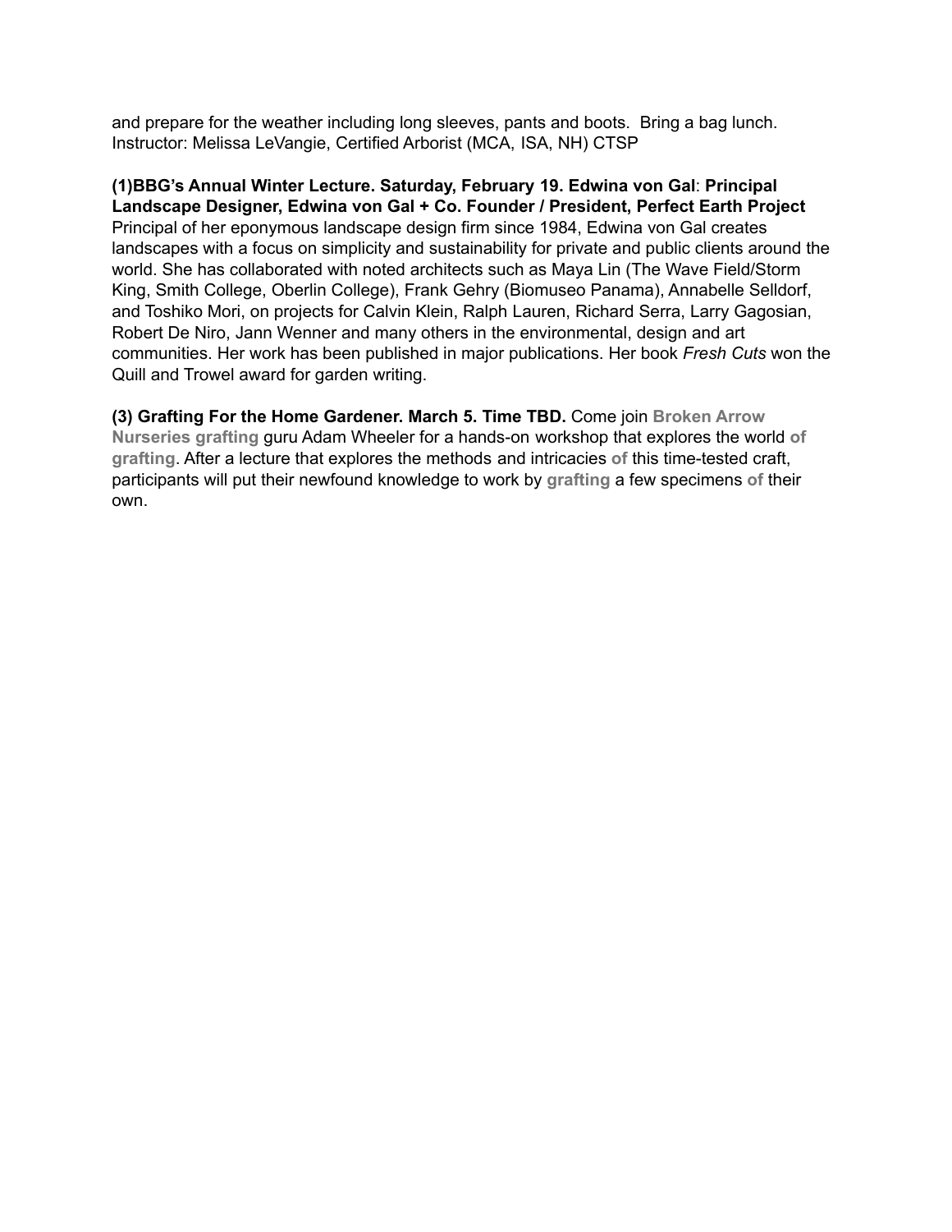and prepare for the weather including long sleeves, pants and boots.  Bring a bag lunch. Instructor: Melissa LeVangie, Certified Arborist (MCA, ISA, NH) CTSP

**(1)BBG's Annual Winter Lecture. Saturday, February 19. Edwina von Gal**: **Principal Landscape Designer, Edwina von Gal + Co. Founder / President, Perfect Earth Project** Principal of her eponymous landscape design firm since 1984, Edwina von Gal creates landscapes with a focus on simplicity and sustainability for private and public clients around the world. She has collaborated with noted architects such as Maya Lin (The Wave Field/Storm King, Smith College, Oberlin College), Frank Gehry (Biomuseo Panama), Annabelle Selldorf, and Toshiko Mori, on projects for Calvin Klein, Ralph Lauren, Richard Serra, Larry Gagosian, Robert De Niro, Jann Wenner and many others in the environmental, design and art communities. Her work has been published in major publications. Her book *Fresh Cuts* won the Quill and Trowel award for garden writing.

**(3) Grafting For the Home Gardener. March 5. Time TBD.** Come join **Broken Arrow Nurseries grafting** guru Adam Wheeler for a hands-on workshop that explores the world **of grafting**. After a lecture that explores the methods and intricacies **of** this time-tested craft, participants will put their newfound knowledge to work by **grafting** a few specimens **of** their own.